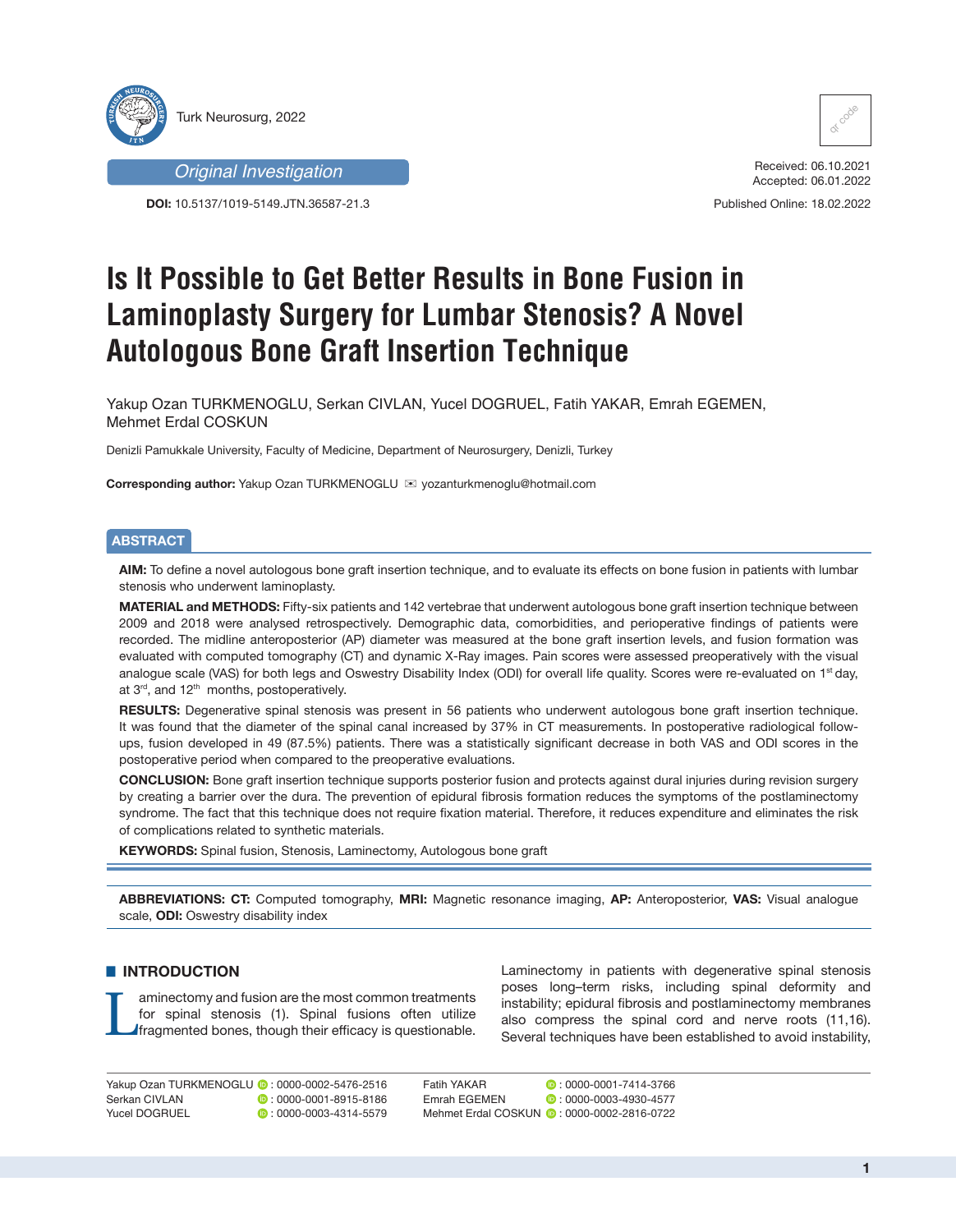Turk Neurosurg, 2022

*Original Investigation*

**DOI:** 10.5137/1019-5149.JTN.36587-21.3

Received: 06.10.2021
Accepted: 06.01.2022

Published Online: 18.02.2022

# Is It Possible to Get Better Results in Bone Fusion in Laminoplasty Surgery for Lumbar Stenosis? A Novel Autologous Bone Graft Insertion Technique

Yakup Ozan TURKMENOGLU, Serkan CIVLAN, Yucel DOGRUEL, Fatih YAKAR, Emrah EGEMEN, Mehmet Erdal COSKUN

Denizli Pamukkale University, Faculty of Medicine, Department of Neurosurgery, Denizli, Turkey

**Corresponding author:** Yakup Ozan TURKMENOGLU ✉ yozanturkmenoglu@hotmail.com

## ABSTRACT

**AIM:** To define a novel autologous bone graft insertion technique, and to evaluate its effects on bone fusion in patients with lumbar stenosis who underwent laminoplasty.

**MATERIAL and METHODS:** Fifty-six patients and 142 vertebrae that underwent autologous bone graft insertion technique between 2009 and 2018 were analysed retrospectively. Demographic data, comorbidities, and perioperative findings of patients were recorded. The midline anteroposterior (AP) diameter was measured at the bone graft insertion levels, and fusion formation was evaluated with computed tomography (CT) and dynamic X-Ray images. Pain scores were assessed preoperatively with the visual analogue scale (VAS) for both legs and Oswestry Disability Index (ODI) for overall life quality. Scores were re-evaluated on 1st day, at 3rd, and 12th months, postoperatively.

**RESULTS:** Degenerative spinal stenosis was present in 56 patients who underwent autologous bone graft insertion technique. It was found that the diameter of the spinal canal increased by 37% in CT measurements. In postoperative radiological follow-ups, fusion developed in 49 (87.5%) patients. There was a statistically significant decrease in both VAS and ODI scores in the postoperative period when compared to the preoperative evaluations.

**CONCLUSION:** Bone graft insertion technique supports posterior fusion and protects against dural injuries during revision surgery by creating a barrier over the dura. The prevention of epidural fibrosis formation reduces the symptoms of the postlaminectomy syndrome. The fact that this technique does not require fixation material. Therefore, it reduces expenditure and eliminates the risk of complications related to synthetic materials.

**KEYWORDS:** Spinal fusion, Stenosis, Laminectomy, Autologous bone graft

**ABBREVIATIONS: CT:** Computed tomography, **MRI:** Magnetic resonance imaging, **AP:** Anteroposterior, **VAS:** Visual analogue scale, **ODI:** Oswestry disability index

## INTRODUCTION

Laminectomy and fusion are the most common treatments for spinal stenosis (1). Spinal fusions often utilize fragmented bones, though their efficacy is questionable. Laminectomy in patients with degenerative spinal stenosis poses long–term risks, including spinal deformity and instability; epidural fibrosis and postlaminectomy membranes also compress the spinal cord and nerve roots (11,16). Several techniques have been established to avoid instability,

Yakup Ozan TURKMENOGLU : 0000-0002-5476-2516
Serkan CIVLAN : 0000-0001-8915-8186
Yucel DOGRUEL : 0000-0003-4314-5579
Fatih YAKAR : 0000-0001-7414-3766
Emrah EGEMEN : 0000-0003-4930-4577
Mehmet Erdal COSKUN : 0000-0002-2816-0722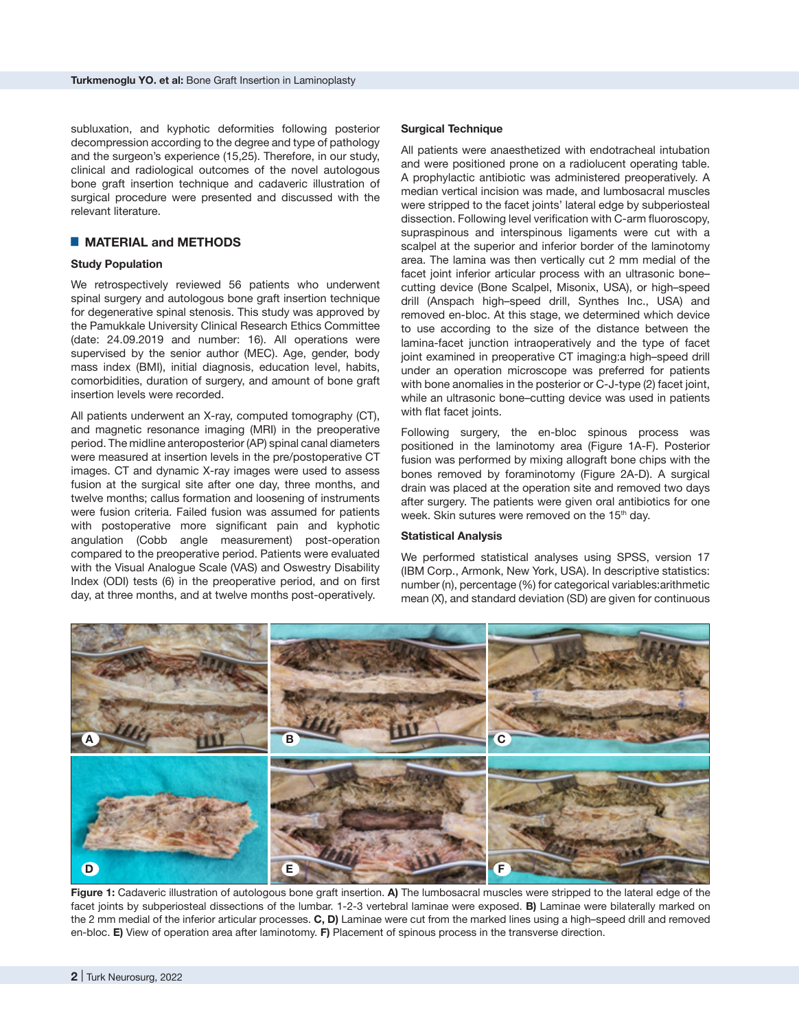subluxation, and kyphotic deformities following posterior decompression according to the degree and type of pathology and the surgeon's experience (15,25). Therefore, in our study, clinical and radiological outcomes of the novel autologous bone graft insertion technique and cadaveric illustration of surgical procedure were presented and discussed with the relevant literature.

## MATERIAL and METHODS

### Study Population

We retrospectively reviewed 56 patients who underwent spinal surgery and autologous bone graft insertion technique for degenerative spinal stenosis. This study was approved by the Pamukkale University Clinical Research Ethics Committee (date: 24.09.2019 and number: 16). All operations were supervised by the senior author (MEC). Age, gender, body mass index (BMI), initial diagnosis, education level, habits, comorbidities, duration of surgery, and amount of bone graft insertion levels were recorded.

All patients underwent an X-ray, computed tomography (CT), and magnetic resonance imaging (MRI) in the preoperative period. The midline anteroposterior (AP) spinal canal diameters were measured at insertion levels in the pre/postoperative CT images. CT and dynamic X-ray images were used to assess fusion at the surgical site after one day, three months, and twelve months; callus formation and loosening of instruments were fusion criteria. Failed fusion was assumed for patients with postoperative more significant pain and kyphotic angulation (Cobb angle measurement) post-operation compared to the preoperative period. Patients were evaluated with the Visual Analogue Scale (VAS) and Oswestry Disability Index (ODI) tests (6) in the preoperative period, and on first day, at three months, and at twelve months post-operatively.

### Surgical Technique

All patients were anaesthetized with endotracheal intubation and were positioned prone on a radiolucent operating table. A prophylactic antibiotic was administered preoperatively. A median vertical incision was made, and lumbosacral muscles were stripped to the facet joints' lateral edge by subperiosteal dissection. Following level verification with C-arm fluoroscopy, supraspinous and interspinous ligaments were cut with a scalpel at the superior and inferior border of the laminotomy area. The lamina was then vertically cut 2 mm medial of the facet joint inferior articular process with an ultrasonic bone–cutting device (Bone Scalpel, Misonix, USA), or high–speed drill (Anspach high–speed drill, Synthes Inc., USA) and removed en-bloc. At this stage, we determined which device to use according to the size of the distance between the lamina-facet junction intraoperatively and the type of facet joint examined in preoperative CT imaging:a high–speed drill under an operation microscope was preferred for patients with bone anomalies in the posterior or C-J-type (2) facet joint, while an ultrasonic bone–cutting device was used in patients with flat facet joints.

Following surgery, the en-bloc spinous process was positioned in the laminotomy area (Figure 1A-F). Posterior fusion was performed by mixing allograft bone chips with the bones removed by foraminotomy (Figure 2A-D). A surgical drain was placed at the operation site and removed two days after surgery. The patients were given oral antibiotics for one week. Skin sutures were removed on the 15th day.

### Statistical Analysis

We performed statistical analyses using SPSS, version 17 (IBM Corp., Armonk, New York, USA). In descriptive statistics: number (n), percentage (%) for categorical variables:arithmetic mean (X), and standard deviation (SD) are given for continuous

**Figure 1:** Cadaveric illustration of autologous bone graft insertion. **A)** The lumbosacral muscles were stripped to the lateral edge of the facet joints by subperiosteal dissections of the lumbar. 1-2-3 vertebral laminae were exposed. **B)** Laminae were bilaterally marked on the 2 mm medial of the inferior articular processes. **C, D)** Laminae were cut from the marked lines using a high–speed drill and removed en-bloc. **E)** View of operation area after laminotomy. **F)** Placement of spinous process in the transverse direction.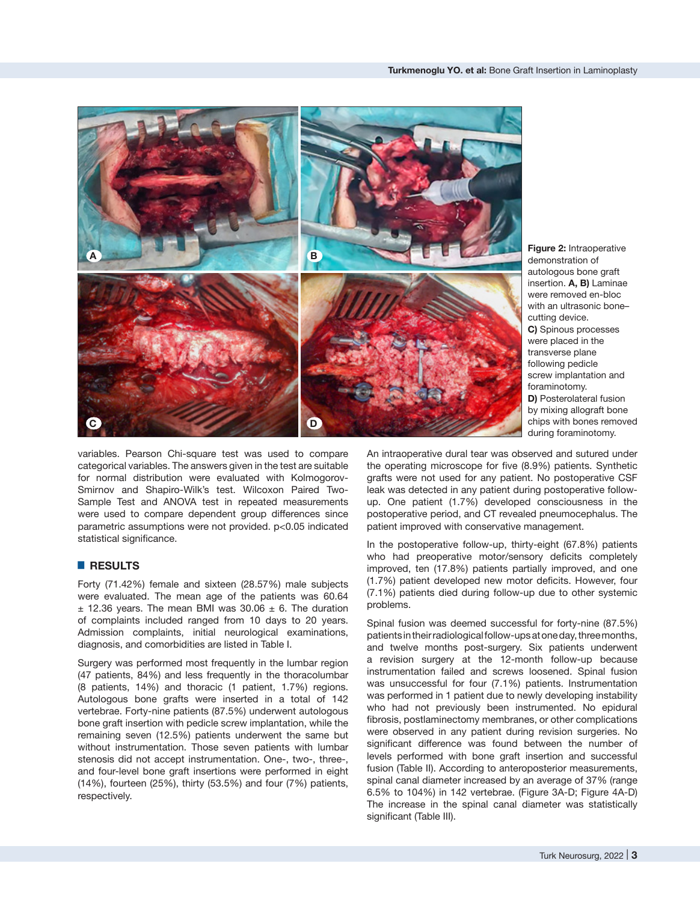**Figure 2:** Intraoperative demonstration of autologous bone graft insertion. **A, B)** Laminae were removed en-bloc with an ultrasonic bone–cutting device. **C)** Spinous processes were placed in the transverse plane following pedicle screw implantation and foraminotomy. **D)** Posterolateral fusion by mixing allograft bone chips with bones removed during foraminotomy.

variables. Pearson Chi-square test was used to compare categorical variables. The answers given in the test are suitable for normal distribution were evaluated with Kolmogorov-Smirnov and Shapiro-Wilk's test. Wilcoxon Paired Two-Sample Test and ANOVA test in repeated measurements were used to compare dependent group differences since parametric assumptions were not provided. $p<0.05$ indicated statistical significance.

## RESULTS

Forty (71.42%) female and sixteen (28.57%) male subjects were evaluated. The mean age of the patients was 60.64 ± 12.36 years. The mean BMI was 30.06 ± 6. The duration of complaints included ranged from 10 days to 20 years. Admission complaints, initial neurological examinations, diagnosis, and comorbidities are listed in Table I.

Surgery was performed most frequently in the lumbar region (47 patients, 84%) and less frequently in the thoracolumbar (8 patients, 14%) and thoracic (1 patient, 1.7%) regions. Autologous bone grafts were inserted in a total of 142 vertebrae. Forty-nine patients (87.5%) underwent autologous bone graft insertion with pedicle screw implantation, while the remaining seven (12.5%) patients underwent the same but without instrumentation. Those seven patients with lumbar stenosis did not accept instrumentation. One-, two-, three-, and four-level bone graft insertions were performed in eight (14%), fourteen (25%), thirty (53.5%) and four (7%) patients, respectively.

An intraoperative dural tear was observed and sutured under the operating microscope for five (8.9%) patients. Synthetic grafts were not used for any patient. No postoperative CSF leak was detected in any patient during postoperative follow-up. One patient (1.7%) developed consciousness in the postoperative period, and CT revealed pneumocephalus. The patient improved with conservative management.

In the postoperative follow-up, thirty-eight (67.8%) patients who had preoperative motor/sensory deficits completely improved, ten (17.8%) patients partially improved, and one (1.7%) patient developed new motor deficits. However, four (7.1%) patients died during follow-up due to other systemic problems.

Spinal fusion was deemed successful for forty-nine (87.5%) patients in their radiological follow-ups at one day, three months, and twelve months post-surgery. Six patients underwent a revision surgery at the 12-month follow-up because instrumentation failed and screws loosened. Spinal fusion was unsuccessful for four (7.1%) patients. Instrumentation was performed in 1 patient due to newly developing instability who had not previously been instrumented. No epidural fibrosis, postlaminectomy membranes, or other complications were observed in any patient during revision surgeries. No significant difference was found between the number of levels performed with bone graft insertion and successful fusion (Table II). According to anteroposterior measurements, spinal canal diameter increased by an average of 37% (range 6.5% to 104%) in 142 vertebrae. (Figure 3A-D; Figure 4A-D) The increase in the spinal canal diameter was statistically significant (Table III).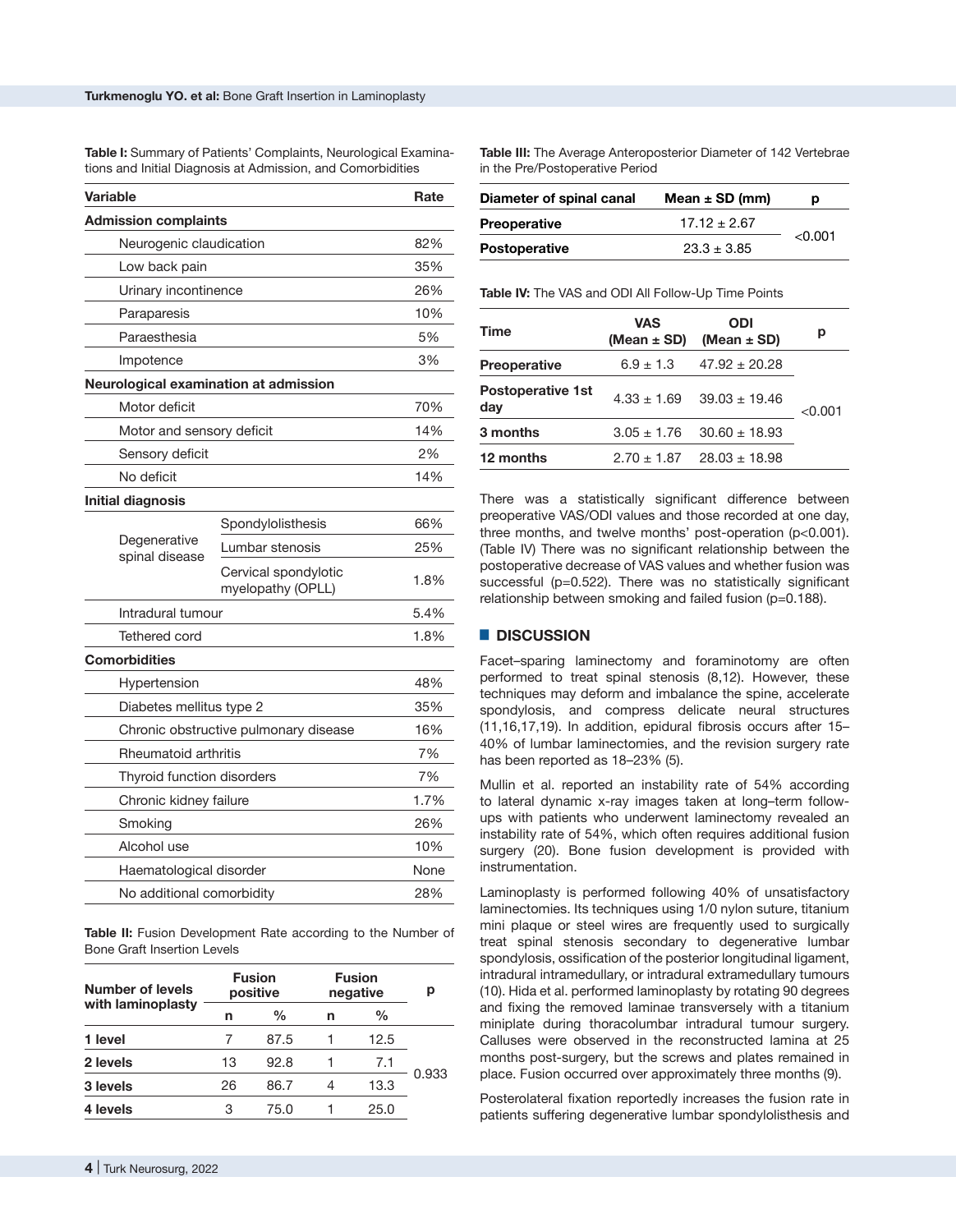**Table I:** Summary of Patients' Complaints, Neurological Examinations and Initial Diagnosis at Admission, and Comorbidities

| Variable | | Rate |
|---|---|---|
| **Admission complaints** | | |
| Neurogenic claudication | | 82% |
| Low back pain | | 35% |
| Urinary incontinence | | 26% |
| Paraparesis | | 10% |
| Paraesthesia | | 5% |
| Impotence | | 3% |
| **Neurological examination at admission** | | |
| Motor deficit | | 70% |
| Motor and sensory deficit | | 14% |
| Sensory deficit | | 2% |
| No deficit | | 14% |
| **Initial diagnosis** | | |
| Degenerative spinal disease | Spondylolisthesis | 66% |
| | Lumbar stenosis | 25% |
| | Cervical spondylotic myelopathy (OPLL) | 1.8% |
| Intradural tumour | | 5.4% |
| Tethered cord | | 1.8% |
| **Comorbidities** | | |
| Hypertension | | 48% |
| Diabetes mellitus type 2 | | 35% |
| Chronic obstructive pulmonary disease | | 16% |
| Rheumatoid arthritis | | 7% |
| Thyroid function disorders | | 7% |
| Chronic kidney failure | | 1.7% |
| Smoking | | 26% |
| Alcohol use | | 10% |
| Haematological disorder | | None |
| No additional comorbidity | | 28% |

**Table II:** Fusion Development Rate according to the Number of Bone Graft Insertion Levels

| Number of levels with laminoplasty | Fusion positive | | Fusion negative | | p |
|---|---|---|---|---|---|
| | n | % | n | % | |
| **1 level** | 7 | 87.5 | 1 | 12.5 | 0.933 |
| **2 levels** | 13 | 92.8 | 1 | 7.1 | |
| **3 levels** | 26 | 86.7 | 4 | 13.3 | |
| **4 levels** | 3 | 75.0 | 1 | 25.0 | |

**Table III:** The Average Anteroposterior Diameter of 142 Vertebrae in the Pre/Postoperative Period

| Diameter of spinal canal | Mean ± SD (mm) | p |
|---|---|---|
| **Preoperative** | 17.12 ± 2.67 | <0.001 |
| **Postoperative** | 23.3 ± 3.85 | |

**Table IV:** The VAS and ODI All Follow-Up Time Points

| Time | VAS (Mean ± SD) | ODI (Mean ± SD) | p |
|---|---|---|---|
| **Preoperative** | 6.9 ± 1.3 | 47.92 ± 20.28 | <0.001 |
| **Postoperative 1st day** | 4.33 ± 1.69 | 39.03 ± 19.46 | |
| **3 months** | 3.05 ± 1.76 | 30.60 ± 18.93 | |
| **12 months** | 2.70 ± 1.87 | 28.03 ± 18.98 | |

There was a statistically significant difference between preoperative VAS/ODI values and those recorded at one day, three months, and twelve months' post-operation ($p<0.001$). (Table IV) There was no significant relationship between the postoperative decrease of VAS values and whether fusion was successful ($p=0.522$). There was no statistically significant relationship between smoking and failed fusion ($p=0.188$).

## DISCUSSION

Facet–sparing laminectomy and foraminotomy are often performed to treat spinal stenosis (8,12). However, these techniques may deform and imbalance the spine, accelerate spondylosis, and compress delicate neural structures (11,16,17,19). In addition, epidural fibrosis occurs after 15–40% of lumbar laminectomies, and the revision surgery rate has been reported as 18–23% (5).

Mullin et al. reported an instability rate of 54% according to lateral dynamic x-ray images taken at long–term follow-ups with patients who underwent laminectomy revealed an instability rate of 54%, which often requires additional fusion surgery (20). Bone fusion development is provided with instrumentation.

Laminoplasty is performed following 40% of unsatisfactory laminectomies. Its techniques using 1/0 nylon suture, titanium mini plaque or steel wires are frequently used to surgically treat spinal stenosis secondary to degenerative lumbar spondylosis, ossification of the posterior longitudinal ligament, intradural intramedullary, or intradural extramedullary tumours (10). Hida et al. performed laminoplasty by rotating 90 degrees and fixing the removed laminae transversely with a titanium miniplate during thoracolumbar intradural tumour surgery. Calluses were observed in the reconstructed lamina at 25 months post-surgery, but the screws and plates remained in place. Fusion occurred over approximately three months (9).

Posterolateral fixation reportedly increases the fusion rate in patients suffering degenerative lumbar spondylolisthesis and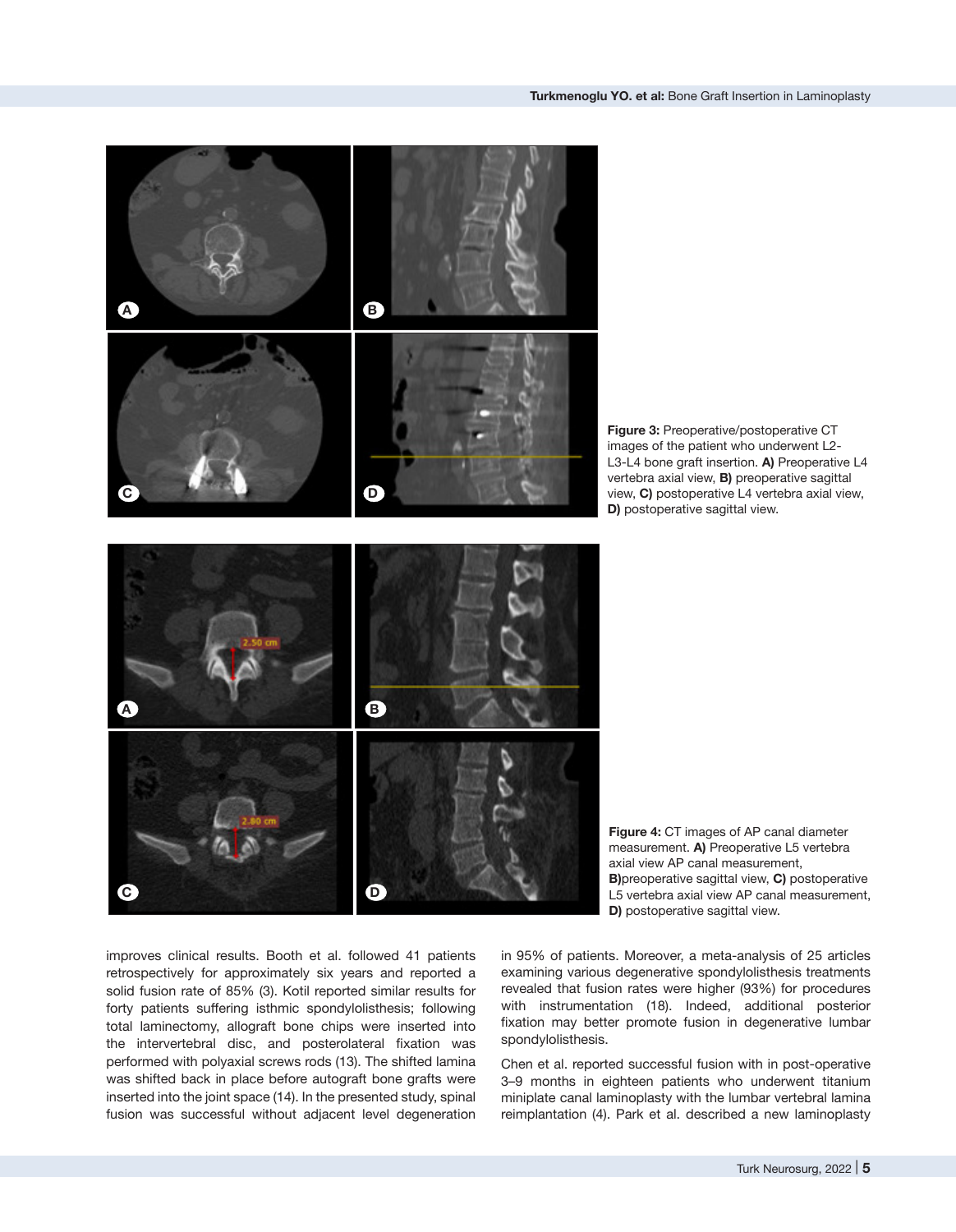**Figure 3:** Preoperative/postoperative CT images of the patient who underwent L2-L3-L4 bone graft insertion. **A)** Preoperative L4 vertebra axial view, **B)** preoperative sagittal view, **C)** postoperative L4 vertebra axial view, **D)** postoperative sagittal view.

**Figure 4:** CT images of AP canal diameter measurement. **A)** Preoperative L5 vertebra axial view AP canal measurement, **B)**preoperative sagittal view, **C)** postoperative L5 vertebra axial view AP canal measurement, **D)** postoperative sagittal view.

improves clinical results. Booth et al. followed 41 patients retrospectively for approximately six years and reported a solid fusion rate of 85% (3). Kotil reported similar results for forty patients suffering isthmic spondylolisthesis; following total laminectomy, allograft bone chips were inserted into the intervertebral disc, and posterolateral fixation was performed with polyaxial screws rods (13). The shifted lamina was shifted back in place before autograft bone grafts were inserted into the joint space (14). In the presented study, spinal fusion was successful without adjacent level degeneration in 95% of patients. Moreover, a meta-analysis of 25 articles examining various degenerative spondylolisthesis treatments revealed that fusion rates were higher (93%) for procedures with instrumentation (18). Indeed, additional posterior fixation may better promote fusion in degenerative lumbar spondylolisthesis.

Chen et al. reported successful fusion with in post-operative 3–9 months in eighteen patients who underwent titanium miniplate canal laminoplasty with the lumbar vertebral lamina reimplantation (4). Park et al. described a new laminoplasty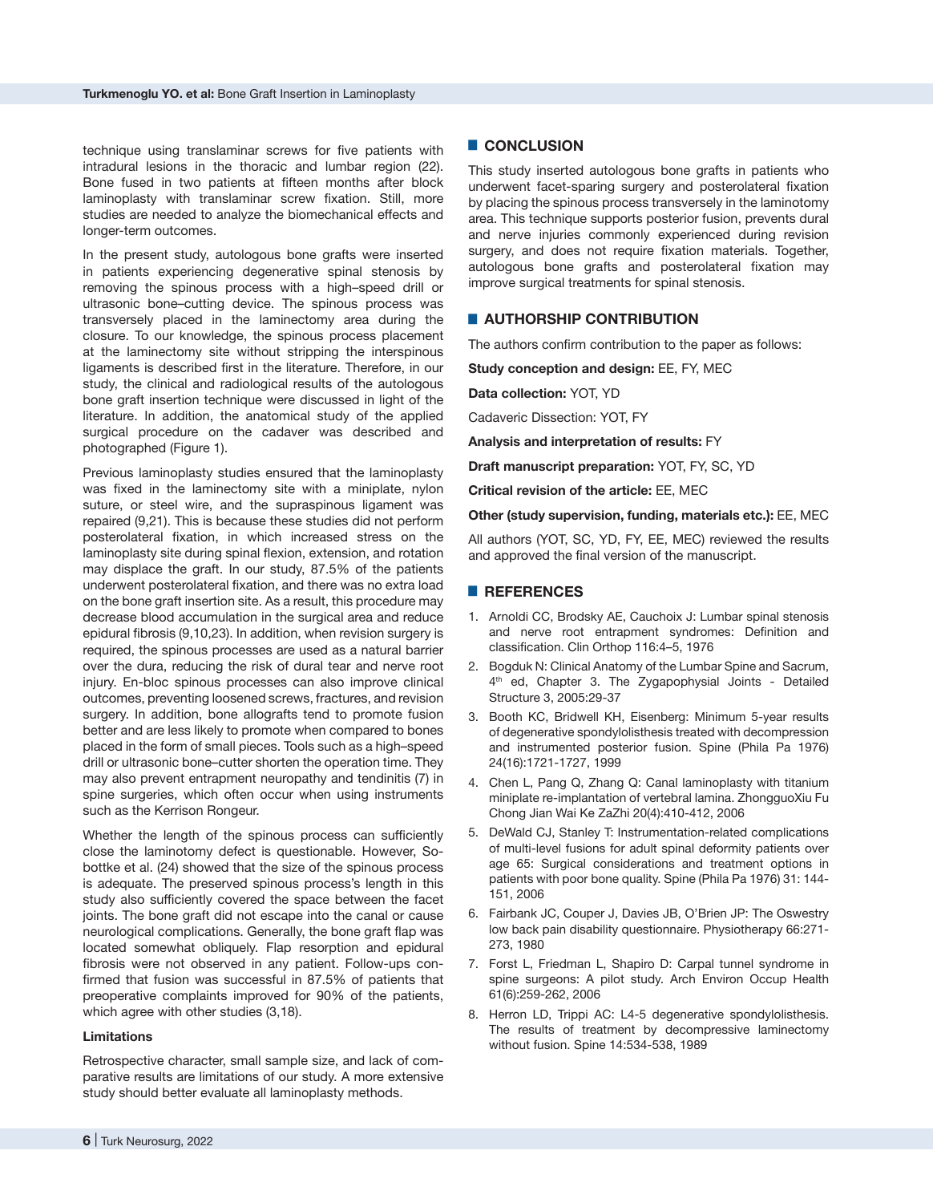technique using translaminar screws for five patients with intradural lesions in the thoracic and lumbar region (22). Bone fused in two patients at fifteen months after block laminoplasty with translaminar screw fixation. Still, more studies are needed to analyze the biomechanical effects and longer-term outcomes.

In the present study, autologous bone grafts were inserted in patients experiencing degenerative spinal stenosis by removing the spinous process with a high–speed drill or ultrasonic bone–cutting device. The spinous process was transversely placed in the laminectomy area during the closure. To our knowledge, the spinous process placement at the laminectomy site without stripping the interspinous ligaments is described first in the literature. Therefore, in our study, the clinical and radiological results of the autologous bone graft insertion technique were discussed in light of the literature. In addition, the anatomical study of the applied surgical procedure on the cadaver was described and photographed (Figure 1).

Previous laminoplasty studies ensured that the laminoplasty was fixed in the laminectomy site with a miniplate, nylon suture, or steel wire, and the supraspinous ligament was repaired (9,21). This is because these studies did not perform posterolateral fixation, in which increased stress on the laminoplasty site during spinal flexion, extension, and rotation may displace the graft. In our study, 87.5% of the patients underwent posterolateral fixation, and there was no extra load on the bone graft insertion site. As a result, this procedure may decrease blood accumulation in the surgical area and reduce epidural fibrosis (9,10,23). In addition, when revision surgery is required, the spinous processes are used as a natural barrier over the dura, reducing the risk of dural tear and nerve root injury. En-bloc spinous processes can also improve clinical outcomes, preventing loosened screws, fractures, and revision surgery. In addition, bone allografts tend to promote fusion better and are less likely to promote when compared to bones placed in the form of small pieces. Tools such as a high–speed drill or ultrasonic bone–cutter shorten the operation time. They may also prevent entrapment neuropathy and tendinitis (7) in spine surgeries, which often occur when using instruments such as the Kerrison Rongeur.

Whether the length of the spinous process can sufficiently close the laminotomy defect is questionable. However, Sobottke et al. (24) showed that the size of the spinous process is adequate. The preserved spinous process's length in this study also sufficiently covered the space between the facet joints. The bone graft did not escape into the canal or cause neurological complications. Generally, the bone graft flap was located somewhat obliquely. Flap resorption and epidural fibrosis were not observed in any patient. Follow-ups confirmed that fusion was successful in 87.5% of patients that preoperative complaints improved for 90% of the patients, which agree with other studies (3,18).

### Limitations

Retrospective character, small sample size, and lack of comparative results are limitations of our study. A more extensive study should better evaluate all laminoplasty methods.

## CONCLUSION

This study inserted autologous bone grafts in patients who underwent facet-sparing surgery and posterolateral fixation by placing the spinous process transversely in the laminotomy area. This technique supports posterior fusion, prevents dural and nerve injuries commonly experienced during revision surgery, and does not require fixation materials. Together, autologous bone grafts and posterolateral fixation may improve surgical treatments for spinal stenosis.

## AUTHORSHIP CONTRIBUTION

The authors confirm contribution to the paper as follows:

**Study conception and design:** EE, FY, MEC

**Data collection:** YOT, YD

Cadaveric Dissection: YOT, FY

**Analysis and interpretation of results:** FY

**Draft manuscript preparation:** YOT, FY, SC, YD

**Critical revision of the article:** EE, MEC

**Other (study supervision, funding, materials etc.):** EE, MEC

All authors (YOT, SC, YD, FY, EE, MEC) reviewed the results and approved the final version of the manuscript.

## REFERENCES

1. Arnoldi CC, Brodsky AE, Cauchoix J: Lumbar spinal stenosis and nerve root entrapment syndromes: Definition and classification. Clin Orthop 116:4–5, 1976
2. Bogduk N: Clinical Anatomy of the Lumbar Spine and Sacrum, 4th ed, Chapter 3. The Zygapophysial Joints - Detailed Structure 3, 2005:29-37
3. Booth KC, Bridwell KH, Eisenberg: Minimum 5-year results of degenerative spondylolisthesis treated with decompression and instrumented posterior fusion. Spine (Phila Pa 1976) 24(16):1721-1727, 1999
4. Chen L, Pang Q, Zhang Q: Canal laminoplasty with titanium miniplate re-implantation of vertebral lamina. ZhongguoXiu Fu Chong Jian Wai Ke ZaZhi 20(4):410-412, 2006
5. DeWald CJ, Stanley T: Instrumentation-related complications of multi-level fusions for adult spinal deformity patients over age 65: Surgical considerations and treatment options in patients with poor bone quality. Spine (Phila Pa 1976) 31: 144-151, 2006
6. Fairbank JC, Couper J, Davies JB, O'Brien JP: The Oswestry low back pain disability questionnaire. Physiotherapy 66:271-273, 1980
7. Forst L, Friedman L, Shapiro D: Carpal tunnel syndrome in spine surgeons: A pilot study. Arch Environ Occup Health 61(6):259-262, 2006
8. Herron LD, Trippi AC: L4-5 degenerative spondylolisthesis. The results of treatment by decompressive laminectomy without fusion. Spine 14:534-538, 1989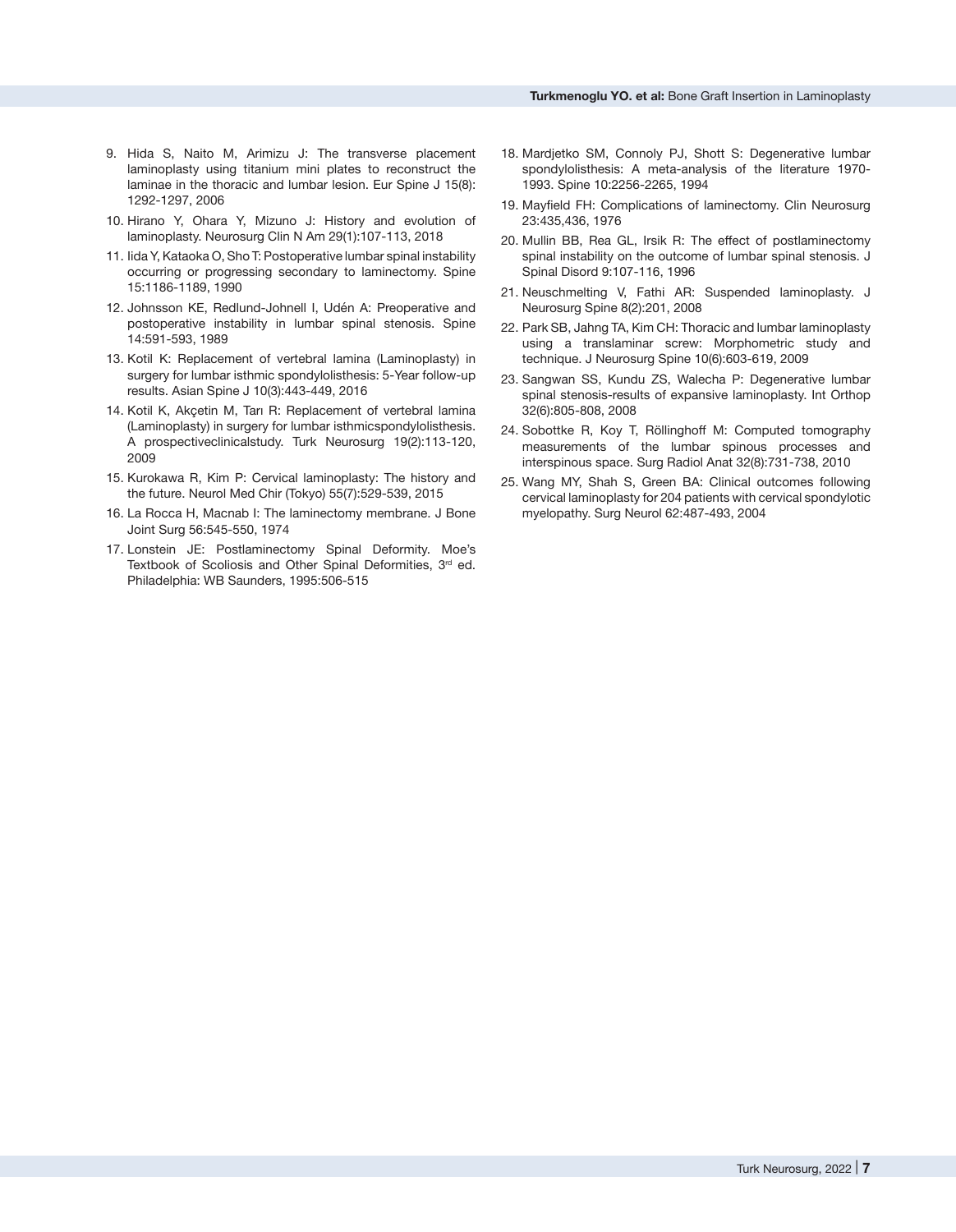9. Hida S, Naito M, Arimizu J: The transverse placement laminoplasty using titanium mini plates to reconstruct the laminae in the thoracic and lumbar lesion. Eur Spine J 15(8): 1292-1297, 2006
10. Hirano Y, Ohara Y, Mizuno J: History and evolution of laminoplasty. Neurosurg Clin N Am 29(1):107-113, 2018
11. Iida Y, Kataoka O, Sho T: Postoperative lumbar spinal instability occurring or progressing secondary to laminectomy. Spine 15:1186-1189, 1990
12. Johnsson KE, Redlund-Johnell I, Udén A: Preoperative and postoperative instability in lumbar spinal stenosis. Spine 14:591-593, 1989
13. Kotil K: Replacement of vertebral lamina (Laminoplasty) in surgery for lumbar isthmic spondylolisthesis: 5-Year follow-up results. Asian Spine J 10(3):443-449, 2016
14. Kotil K, Akçetin M, Tarı R: Replacement of vertebral lamina (Laminoplasty) in surgery for lumbar isthmicspondylolisthesis. A prospectiveclinicalstudy. Turk Neurosurg 19(2):113-120, 2009
15. Kurokawa R, Kim P: Cervical laminoplasty: The history and the future. Neurol Med Chir (Tokyo) 55(7):529-539, 2015
16. La Rocca H, Macnab I: The laminectomy membrane. J Bone Joint Surg 56:545-550, 1974
17. Lonstein JE: Postlaminectomy Spinal Deformity. Moe's Textbook of Scoliosis and Other Spinal Deformities, 3rd ed. Philadelphia: WB Saunders, 1995:506-515
18. Mardjetko SM, Connoly PJ, Shott S: Degenerative lumbar spondylolisthesis: A meta-analysis of the literature 1970-1993. Spine 10:2256-2265, 1994
19. Mayfield FH: Complications of laminectomy. Clin Neurosurg 23:435,436, 1976
20. Mullin BB, Rea GL, Irsik R: The effect of postlaminectomy spinal instability on the outcome of lumbar spinal stenosis. J Spinal Disord 9:107-116, 1996
21. Neuschmelting V, Fathi AR: Suspended laminoplasty. J Neurosurg Spine 8(2):201, 2008
22. Park SB, Jahng TA, Kim CH: Thoracic and lumbar laminoplasty using a translaminar screw: Morphometric study and technique. J Neurosurg Spine 10(6):603-619, 2009
23. Sangwan SS, Kundu ZS, Walecha P: Degenerative lumbar spinal stenosis-results of expansive laminoplasty. Int Orthop 32(6):805-808, 2008
24. Sobottke R, Koy T, Röllinghoff M: Computed tomography measurements of the lumbar spinous processes and interspinous space. Surg Radiol Anat 32(8):731-738, 2010
25. Wang MY, Shah S, Green BA: Clinical outcomes following cervical laminoplasty for 204 patients with cervical spondylotic myelopathy. Surg Neurol 62:487-493, 2004